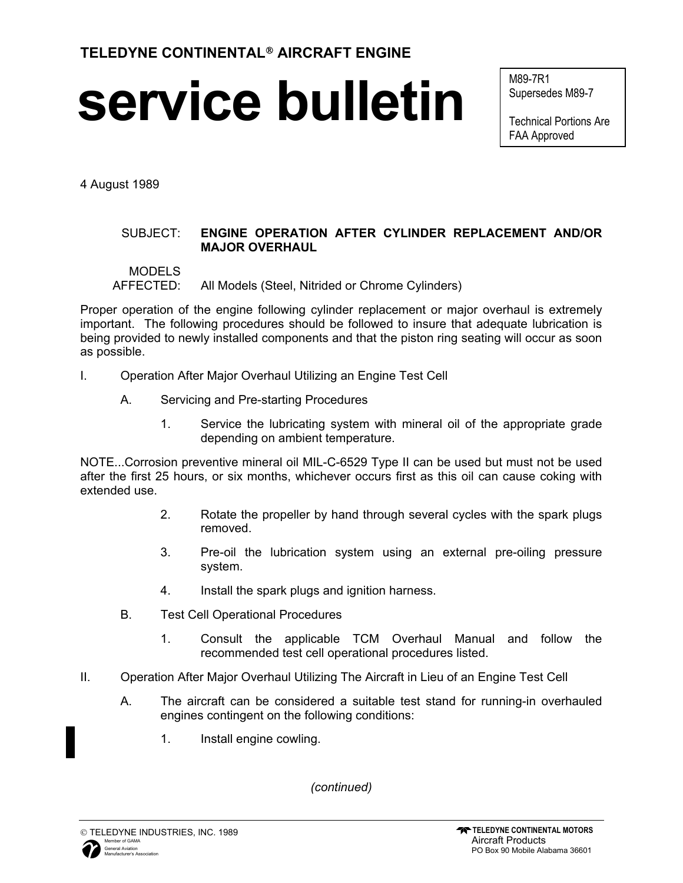**TELEDYNE CONTINENTAL® AIRCRAFT ENGINE**

# service bulletin

M89-7R1
Supersedes M89-7

Technical Portions Are FAA Approved

4 August 1989

SUBJECT: **ENGINE OPERATION AFTER CYLINDER REPLACEMENT AND/OR MAJOR OVERHAUL**

MODELS AFFECTED: All Models (Steel, Nitrided or Chrome Cylinders)

Proper operation of the engine following cylinder replacement or major overhaul is extremely important. The following procedures should be followed to insure that adequate lubrication is being provided to newly installed components and that the piston ring seating will occur as soon as possible.

I. Operation After Major Overhaul Utilizing an Engine Test Cell

A. Servicing and Pre-starting Procedures

1. Service the lubricating system with mineral oil of the appropriate grade depending on ambient temperature.

NOTE...Corrosion preventive mineral oil MIL-C-6529 Type II can be used but must not be used after the first 25 hours, or six months, whichever occurs first as this oil can cause coking with extended use.

2. Rotate the propeller by hand through several cycles with the spark plugs removed.

3. Pre-oil the lubrication system using an external pre-oiling pressure system.

4. Install the spark plugs and ignition harness.

B. Test Cell Operational Procedures

1. Consult the applicable TCM Overhaul Manual and follow the recommended test cell operational procedures listed.

II. Operation After Major Overhaul Utilizing The Aircraft in Lieu of an Engine Test Cell

A. The aircraft can be considered a suitable test stand for running-in overhauled engines contingent on the following conditions:

1. Install engine cowling.

*(continued)*

© TELEDYNE INDUSTRIES, INC. 1989

TELEDYNE CONTINENTAL MOTORS
Aircraft Products
PO Box 90 Mobile Alabama 36601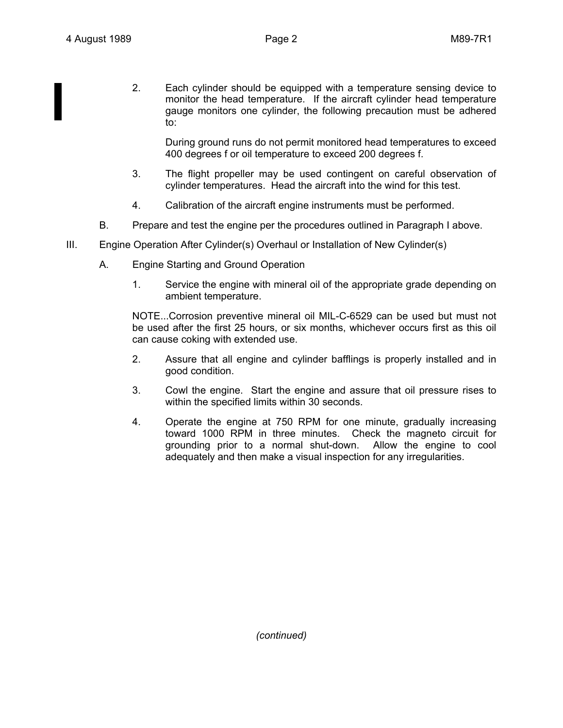2. Each cylinder should be equipped with a temperature sensing device to monitor the head temperature. If the aircraft cylinder head temperature gauge monitors one cylinder, the following precaution must be adhered to:

   During ground runs do not permit monitored head temperatures to exceed 400 degrees f or oil temperature to exceed 200 degrees f.

3. The flight propeller may be used contingent on careful observation of cylinder temperatures. Head the aircraft into the wind for this test.

4. Calibration of the aircraft engine instruments must be performed.

B. Prepare and test the engine per the procedures outlined in Paragraph I above.

III. Engine Operation After Cylinder(s) Overhaul or Installation of New Cylinder(s)

A. Engine Starting and Ground Operation

1. Service the engine with mineral oil of the appropriate grade depending on ambient temperature.

NOTE...Corrosion preventive mineral oil MIL-C-6529 can be used but must not be used after the first 25 hours, or six months, whichever occurs first as this oil can cause coking with extended use.

2. Assure that all engine and cylinder bafflings is properly installed and in good condition.

3. Cowl the engine. Start the engine and assure that oil pressure rises to within the specified limits within 30 seconds.

4. Operate the engine at 750 RPM for one minute, gradually increasing toward 1000 RPM in three minutes. Check the magneto circuit for grounding prior to a normal shut-down. Allow the engine to cool adequately and then make a visual inspection for any irregularities.

*(continued)*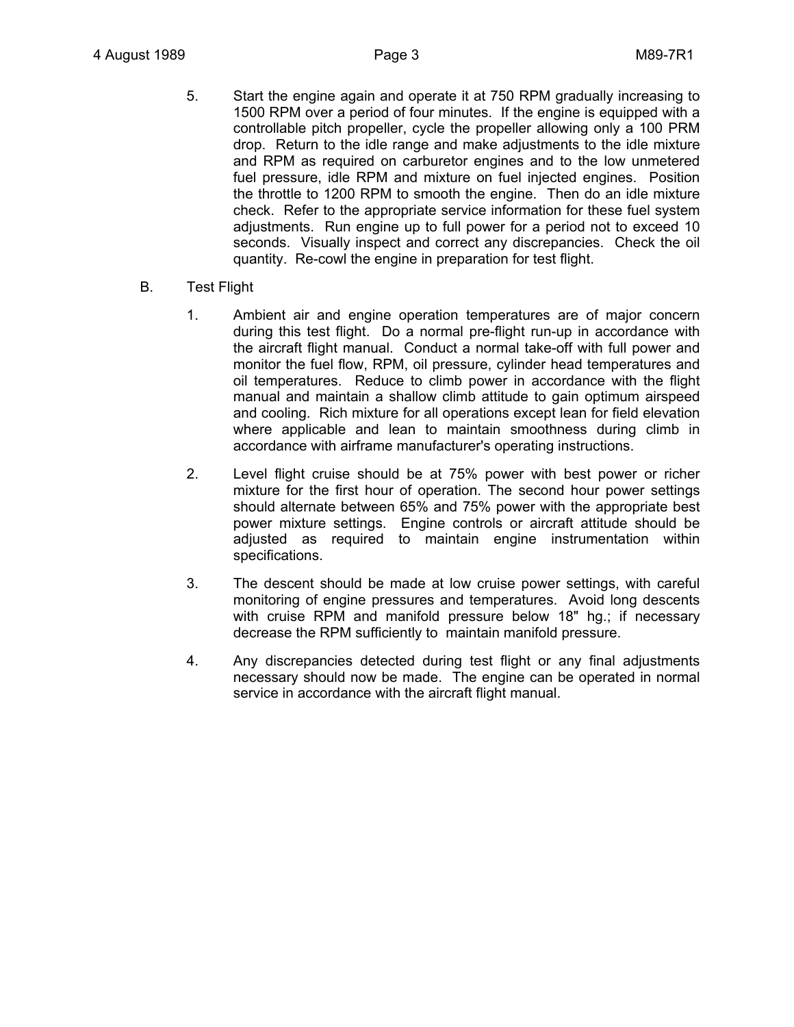5. Start the engine again and operate it at 750 RPM gradually increasing to 1500 RPM over a period of four minutes. If the engine is equipped with a controllable pitch propeller, cycle the propeller allowing only a 100 PRM drop. Return to the idle range and make adjustments to the idle mixture and RPM as required on carburetor engines and to the low unmetered fuel pressure, idle RPM and mixture on fuel injected engines. Position the throttle to 1200 RPM to smooth the engine. Then do an idle mixture check. Refer to the appropriate service information for these fuel system adjustments. Run engine up to full power for a period not to exceed 10 seconds. Visually inspect and correct any discrepancies. Check the oil quantity. Re-cowl the engine in preparation for test flight.

B. Test Flight

1. Ambient air and engine operation temperatures are of major concern during this test flight. Do a normal pre-flight run-up in accordance with the aircraft flight manual. Conduct a normal take-off with full power and monitor the fuel flow, RPM, oil pressure, cylinder head temperatures and oil temperatures. Reduce to climb power in accordance with the flight manual and maintain a shallow climb attitude to gain optimum airspeed and cooling. Rich mixture for all operations except lean for field elevation where applicable and lean to maintain smoothness during climb in accordance with airframe manufacturer's operating instructions.

2. Level flight cruise should be at 75% power with best power or richer mixture for the first hour of operation. The second hour power settings should alternate between 65% and 75% power with the appropriate best power mixture settings. Engine controls or aircraft attitude should be adjusted as required to maintain engine instrumentation within specifications.

3. The descent should be made at low cruise power settings, with careful monitoring of engine pressures and temperatures. Avoid long descents with cruise RPM and manifold pressure below 18" hg.; if necessary decrease the RPM sufficiently to maintain manifold pressure.

4. Any discrepancies detected during test flight or any final adjustments necessary should now be made. The engine can be operated in normal service in accordance with the aircraft flight manual.